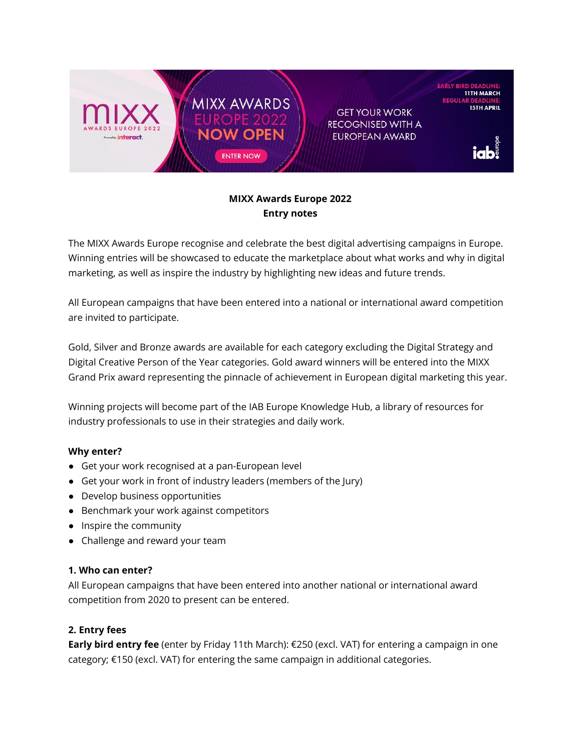**MIXX Awards Europe 2022**
**Entry notes**

The MIXX Awards Europe recognise and celebrate the best digital advertising campaigns in Europe. Winning entries will be showcased to educate the marketplace about what works and why in digital marketing, as well as inspire the industry by highlighting new ideas and future trends.

All European campaigns that have been entered into a national or international award competition are invited to participate.

Gold, Silver and Bronze awards are available for each category excluding the Digital Strategy and Digital Creative Person of the Year categories. Gold award winners will be entered into the MIXX Grand Prix award representing the pinnacle of achievement in European digital marketing this year.

Winning projects will become part of the IAB Europe Knowledge Hub, a library of resources for industry professionals to use in their strategies and daily work.

**Why enter?**

- Get your work recognised at a pan-European level
- Get your work in front of industry leaders (members of the Jury)
- Develop business opportunities
- Benchmark your work against competitors
- Inspire the community
- Challenge and reward your team

**1. Who can enter?**

All European campaigns that have been entered into another national or international award competition from 2020 to present can be entered.

**2. Entry fees**

**Early bird entry fee** (enter by Friday 11th March): €250 (excl. VAT) for entering a campaign in one category; €150 (excl. VAT) for entering the same campaign in additional categories.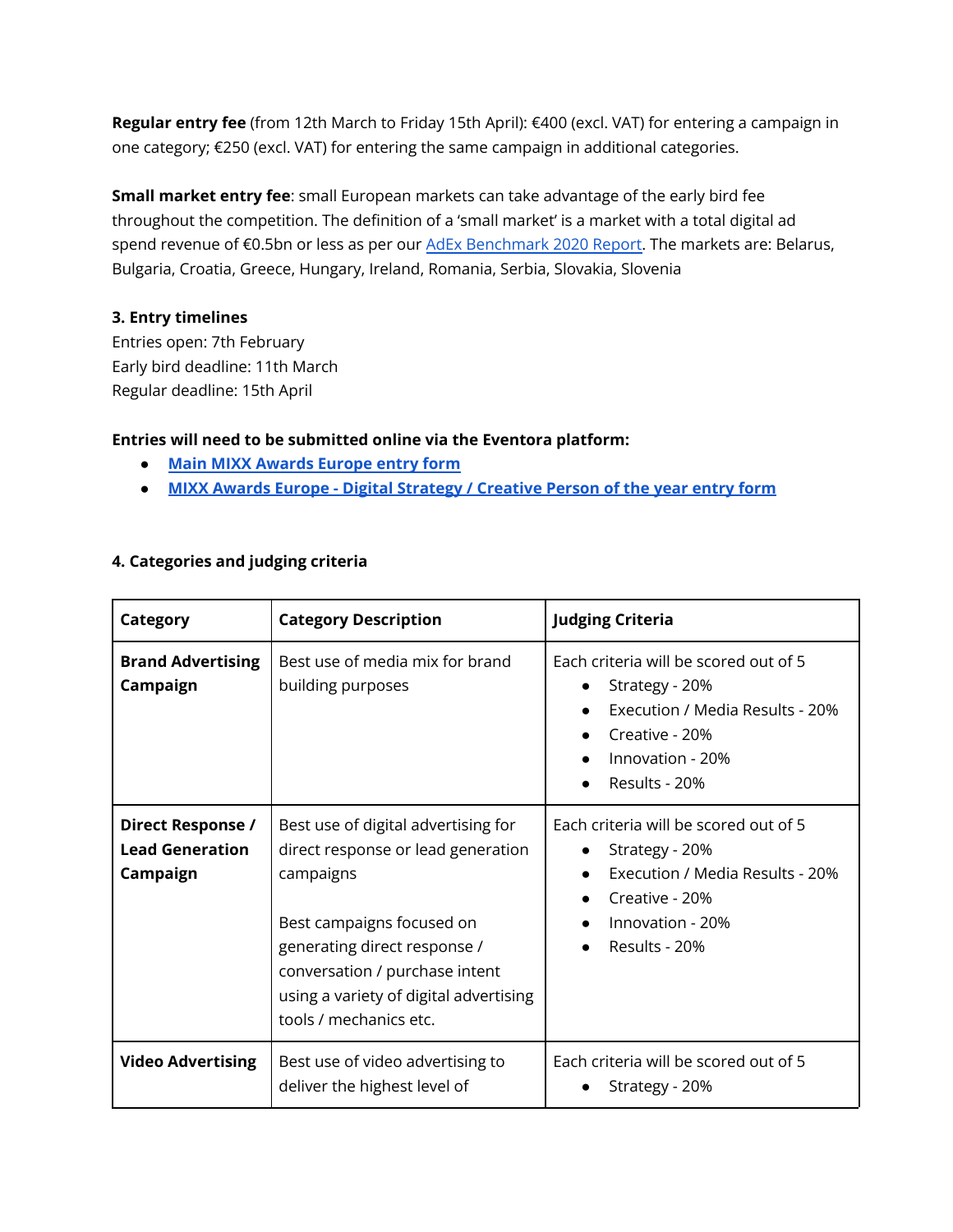**Regular entry fee** (from 12th March to Friday 15th April): €400 (excl. VAT) for entering a campaign in one category; €250 (excl. VAT) for entering the same campaign in additional categories.

**Small market entry fee**: small European markets can take advantage of the early bird fee throughout the competition. The definition of a 'small market' is a market with a total digital ad spend revenue of €0.5bn or less as per our [AdEx Benchmark 2020 Report](). The markets are: Belarus, Bulgaria, Croatia, Greece, Hungary, Ireland, Romania, Serbia, Slovakia, Slovenia

**3. Entry timelines**

Entries open: 7th February
Early bird deadline: 11th March
Regular deadline: 15th April

**Entries will need to be submitted online via the Eventora platform:**

- [**Main MIXX Awards Europe entry form**]()
- [**MIXX Awards Europe - Digital Strategy / Creative Person of the year entry form**]()

**4. Categories and judging criteria**

| **Category** | **Category Description** | **Judging Criteria** |
|---|---|---|
| **Brand Advertising Campaign** | Best use of media mix for brand building purposes | Each criteria will be scored out of 5<br>• Strategy - 20%<br>• Execution / Media Results - 20%<br>• Creative - 20%<br>• Innovation - 20%<br>• Results - 20% |
| **Direct Response / Lead Generation Campaign** | Best use of digital advertising for direct response or lead generation campaigns<br><br>Best campaigns focused on generating direct response / conversation / purchase intent using a variety of digital advertising tools / mechanics etc. | Each criteria will be scored out of 5<br>• Strategy - 20%<br>• Execution / Media Results - 20%<br>• Creative - 20%<br>• Innovation - 20%<br>• Results - 20% |
| **Video Advertising** | Best use of video advertising to deliver the highest level of | Each criteria will be scored out of 5<br>• Strategy - 20% |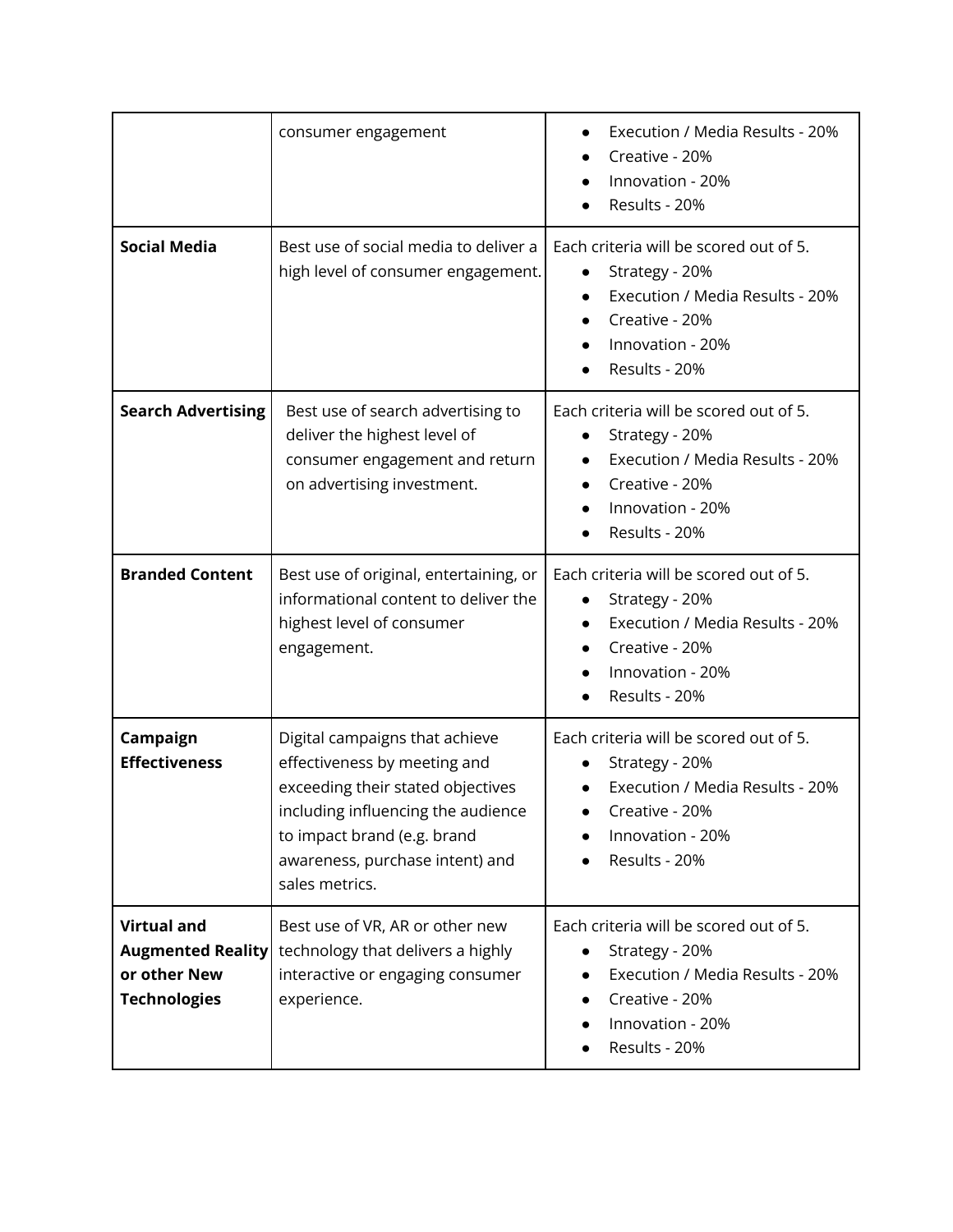| | | |
|---|---|---|
| | consumer engagement | • Execution / Media Results - 20%<br>• Creative - 20%<br>• Innovation - 20%<br>• Results - 20% |
| **Social Media** | Best use of social media to deliver a high level of consumer engagement. | Each criteria will be scored out of 5.<br>• Strategy - 20%<br>• Execution / Media Results - 20%<br>• Creative - 20%<br>• Innovation - 20%<br>• Results - 20% |
| **Search Advertising** | Best use of search advertising to deliver the highest level of consumer engagement and return on advertising investment. | Each criteria will be scored out of 5.<br>• Strategy - 20%<br>• Execution / Media Results - 20%<br>• Creative - 20%<br>• Innovation - 20%<br>• Results - 20% |
| **Branded Content** | Best use of original, entertaining, or informational content to deliver the highest level of consumer engagement. | Each criteria will be scored out of 5.<br>• Strategy - 20%<br>• Execution / Media Results - 20%<br>• Creative - 20%<br>• Innovation - 20%<br>• Results - 20% |
| **Campaign Effectiveness** | Digital campaigns that achieve effectiveness by meeting and exceeding their stated objectives including influencing the audience to impact brand (e.g. brand awareness, purchase intent) and sales metrics. | Each criteria will be scored out of 5.<br>• Strategy - 20%<br>• Execution / Media Results - 20%<br>• Creative - 20%<br>• Innovation - 20%<br>• Results - 20% |
| **Virtual and Augmented Reality or other New Technologies** | Best use of VR, AR or other new technology that delivers a highly interactive or engaging consumer experience. | Each criteria will be scored out of 5.<br>• Strategy - 20%<br>• Execution / Media Results - 20%<br>• Creative - 20%<br>• Innovation - 20%<br>• Results - 20% |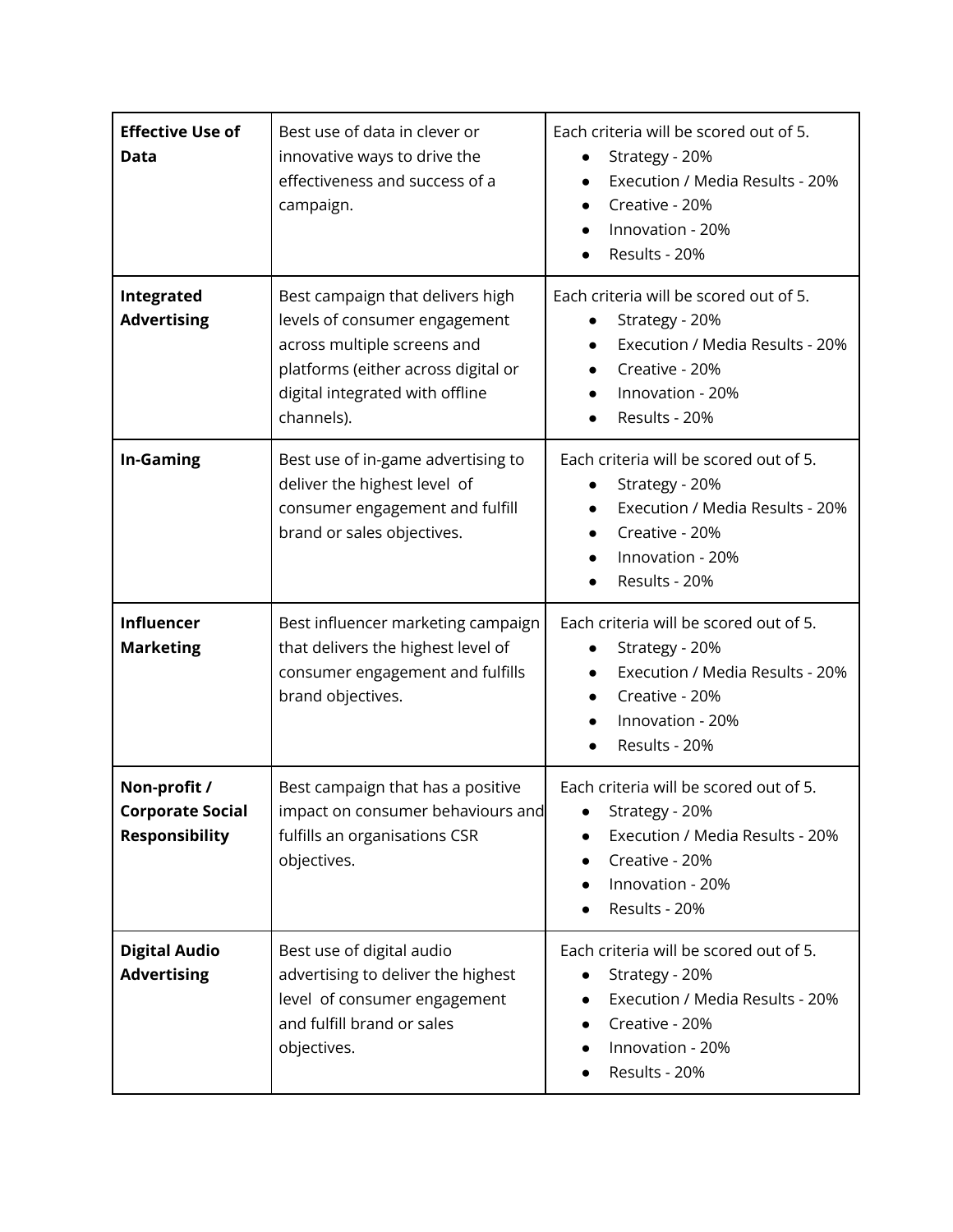| | | |
|---|---|---|
| **Effective Use of Data** | Best use of data in clever or innovative ways to drive the effectiveness and success of a campaign. | Each criteria will be scored out of 5.<br>● Strategy - 20%<br>● Execution / Media Results - 20%<br>● Creative - 20%<br>● Innovation - 20%<br>● Results - 20% |
| **Integrated Advertising** | Best campaign that delivers high levels of consumer engagement across multiple screens and platforms (either across digital or digital integrated with offline channels). | Each criteria will be scored out of 5.<br>● Strategy - 20%<br>● Execution / Media Results - 20%<br>● Creative - 20%<br>● Innovation - 20%<br>● Results - 20% |
| **In-Gaming** | Best use of in-game advertising to deliver the highest level of consumer engagement and fulfill brand or sales objectives. | Each criteria will be scored out of 5.<br>● Strategy - 20%<br>● Execution / Media Results - 20%<br>● Creative - 20%<br>● Innovation - 20%<br>● Results - 20% |
| **Influencer Marketing** | Best influencer marketing campaign that delivers the highest level of consumer engagement and fulfills brand objectives. | Each criteria will be scored out of 5.<br>● Strategy - 20%<br>● Execution / Media Results - 20%<br>● Creative - 20%<br>● Innovation - 20%<br>● Results - 20% |
| **Non-profit / Corporate Social Responsibility** | Best campaign that has a positive impact on consumer behaviours and fulfills an organisations CSR objectives. | Each criteria will be scored out of 5.<br>● Strategy - 20%<br>● Execution / Media Results - 20%<br>● Creative - 20%<br>● Innovation - 20%<br>● Results - 20% |
| **Digital Audio Advertising** | Best use of digital audio advertising to deliver the highest level of consumer engagement and fulfill brand or sales objectives. | Each criteria will be scored out of 5.<br>● Strategy - 20%<br>● Execution / Media Results - 20%<br>● Creative - 20%<br>● Innovation - 20%<br>● Results - 20% |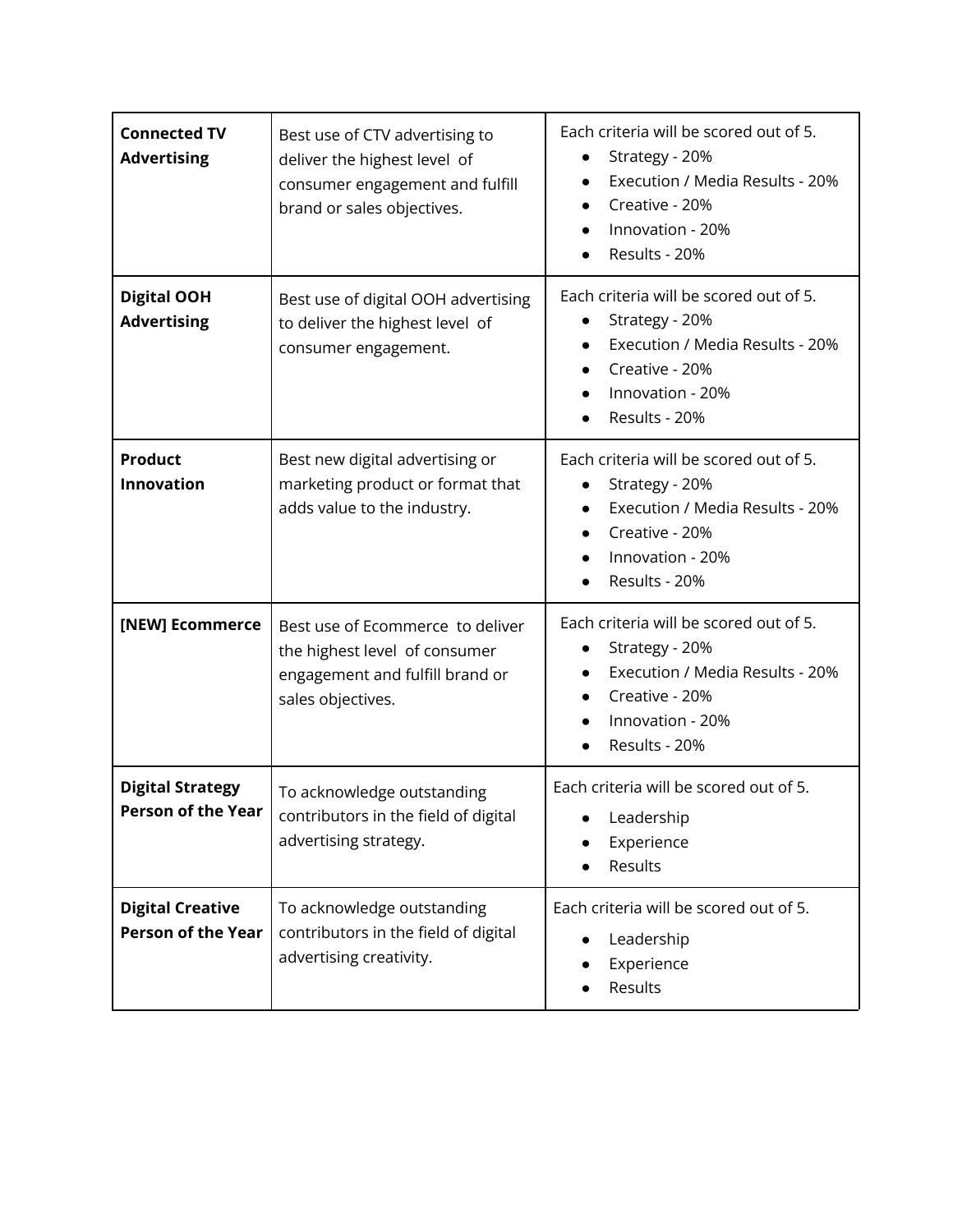| | | |
|---|---|---|
| **Connected TV Advertising** | Best use of CTV advertising to deliver the highest level of consumer engagement and fulfill brand or sales objectives. | Each criteria will be scored out of 5.<br>● Strategy - 20%<br>● Execution / Media Results - 20%<br>● Creative - 20%<br>● Innovation - 20%<br>● Results - 20% |
| **Digital OOH Advertising** | Best use of digital OOH advertising to deliver the highest level of consumer engagement. | Each criteria will be scored out of 5.<br>● Strategy - 20%<br>● Execution / Media Results - 20%<br>● Creative - 20%<br>● Innovation - 20%<br>● Results - 20% |
| **Product Innovation** | Best new digital advertising or marketing product or format that adds value to the industry. | Each criteria will be scored out of 5.<br>● Strategy - 20%<br>● Execution / Media Results - 20%<br>● Creative - 20%<br>● Innovation - 20%<br>● Results - 20% |
| **[NEW] Ecommerce** | Best use of Ecommerce to deliver the highest level of consumer engagement and fulfill brand or sales objectives. | Each criteria will be scored out of 5.<br>● Strategy - 20%<br>● Execution / Media Results - 20%<br>● Creative - 20%<br>● Innovation - 20%<br>● Results - 20% |
| **Digital Strategy Person of the Year** | To acknowledge outstanding contributors in the field of digital advertising strategy. | Each criteria will be scored out of 5.<br>● Leadership<br>● Experience<br>● Results |
| **Digital Creative Person of the Year** | To acknowledge outstanding contributors in the field of digital advertising creativity. | Each criteria will be scored out of 5.<br>● Leadership<br>● Experience<br>● Results |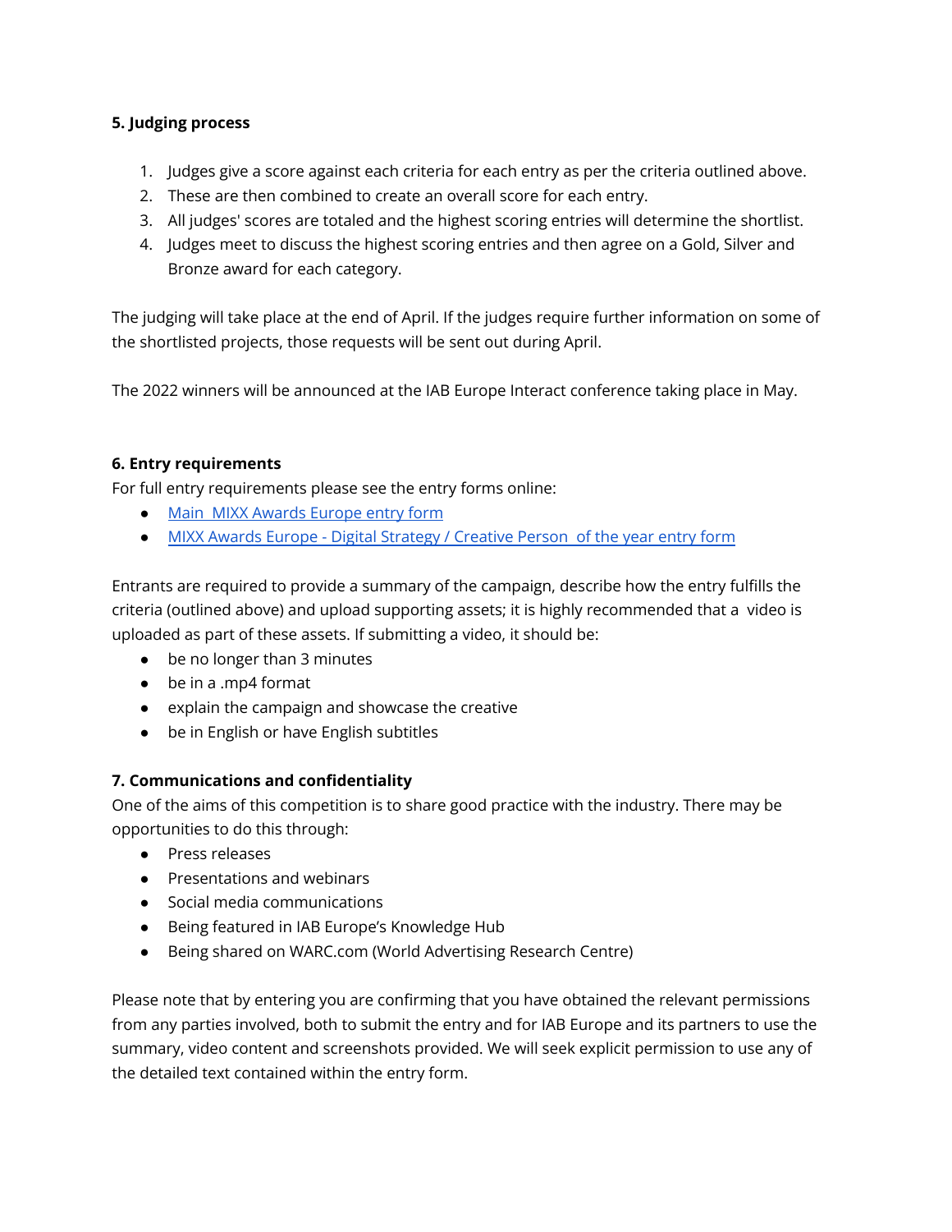**5. Judging process**

1. Judges give a score against each criteria for each entry as per the criteria outlined above.
2. These are then combined to create an overall score for each entry.
3. All judges' scores are totaled and the highest scoring entries will determine the shortlist.
4. Judges meet to discuss the highest scoring entries and then agree on a Gold, Silver and Bronze award for each category.

The judging will take place at the end of April. If the judges require further information on some of the shortlisted projects, those requests will be sent out during April.

The 2022 winners will be announced at the IAB Europe Interact conference taking place in May.

**6. Entry requirements**

For full entry requirements please see the entry forms online:

- Main MIXX Awards Europe entry form
- MIXX Awards Europe - Digital Strategy / Creative Person of the year entry form

Entrants are required to provide a summary of the campaign, describe how the entry fulfills the criteria (outlined above) and upload supporting assets; it is highly recommended that a video is uploaded as part of these assets. If submitting a video, it should be:

- be no longer than 3 minutes
- be in a .mp4 format
- explain the campaign and showcase the creative
- be in English or have English subtitles

**7. Communications and confidentiality**

One of the aims of this competition is to share good practice with the industry. There may be opportunities to do this through:

- Press releases
- Presentations and webinars
- Social media communications
- Being featured in IAB Europe's Knowledge Hub
- Being shared on WARC.com (World Advertising Research Centre)

Please note that by entering you are confirming that you have obtained the relevant permissions from any parties involved, both to submit the entry and for IAB Europe and its partners to use the summary, video content and screenshots provided. We will seek explicit permission to use any of the detailed text contained within the entry form.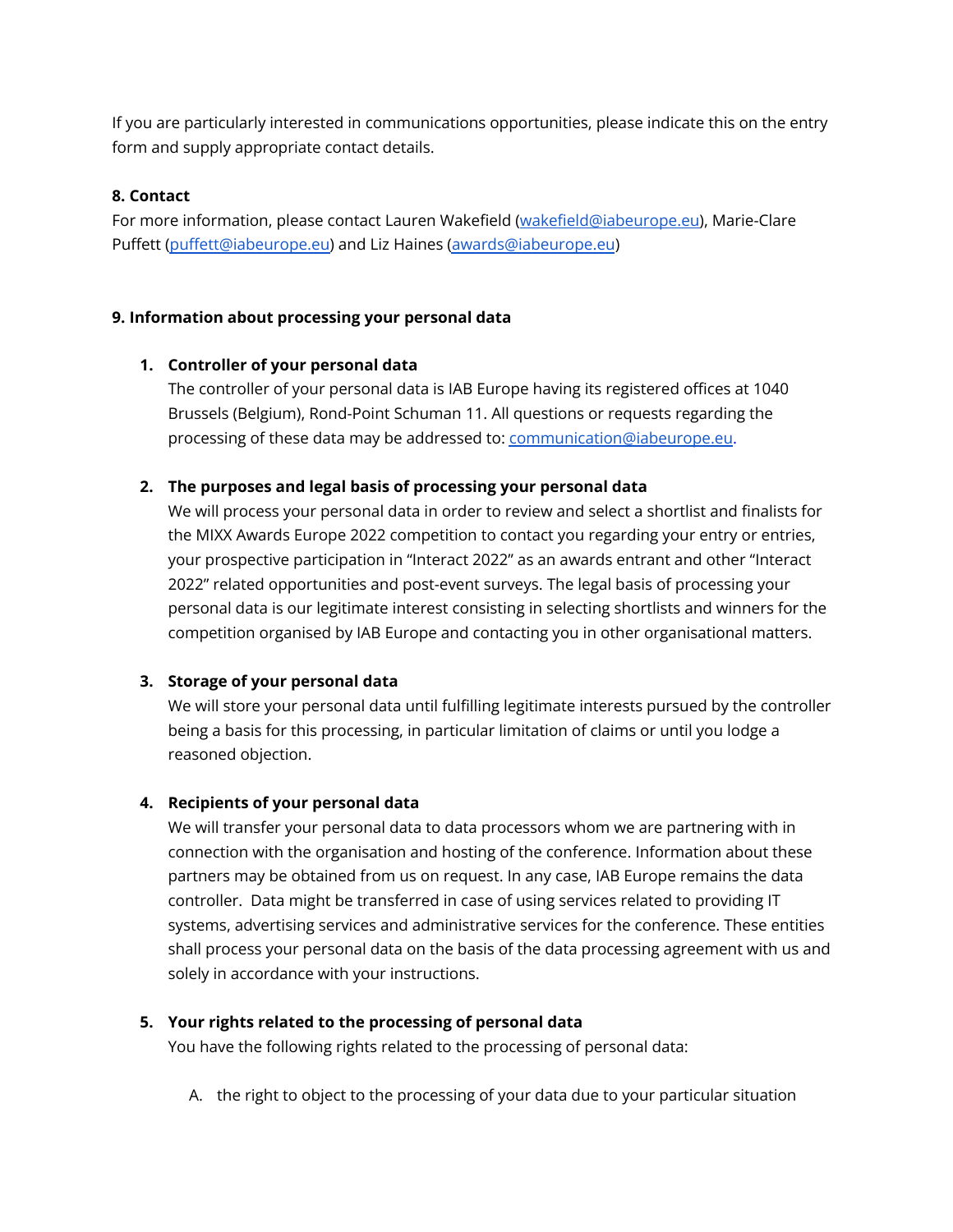If you are particularly interested in communications opportunities, please indicate this on the entry form and supply appropriate contact details.

**8. Contact**

For more information, please contact Lauren Wakefield (wakefield@iabeurope.eu), Marie-Clare Puffett (puffett@iabeurope.eu) and Liz Haines (awards@iabeurope.eu)

**9. Information about processing your personal data**

1. **Controller of your personal data**
   The controller of your personal data is IAB Europe having its registered offices at 1040 Brussels (Belgium), Rond-Point Schuman 11. All questions or requests regarding the processing of these data may be addressed to: communication@iabeurope.eu.

2. **The purposes and legal basis of processing your personal data**
   We will process your personal data in order to review and select a shortlist and finalists for the MIXX Awards Europe 2022 competition to contact you regarding your entry or entries, your prospective participation in "Interact 2022" as an awards entrant and other "Interact 2022" related opportunities and post-event surveys. The legal basis of processing your personal data is our legitimate interest consisting in selecting shortlists and winners for the competition organised by IAB Europe and contacting you in other organisational matters.

3. **Storage of your personal data**
   We will store your personal data until fulfilling legitimate interests pursued by the controller being a basis for this processing, in particular limitation of claims or until you lodge a reasoned objection.

4. **Recipients of your personal data**
   We will transfer your personal data to data processors whom we are partnering with in connection with the organisation and hosting of the conference. Information about these partners may be obtained from us on request. In any case, IAB Europe remains the data controller. Data might be transferred in case of using services related to providing IT systems, advertising services and administrative services for the conference. These entities shall process your personal data on the basis of the data processing agreement with us and solely in accordance with your instructions.

5. **Your rights related to the processing of personal data**
   You have the following rights related to the processing of personal data:

   A. the right to object to the processing of your data due to your particular situation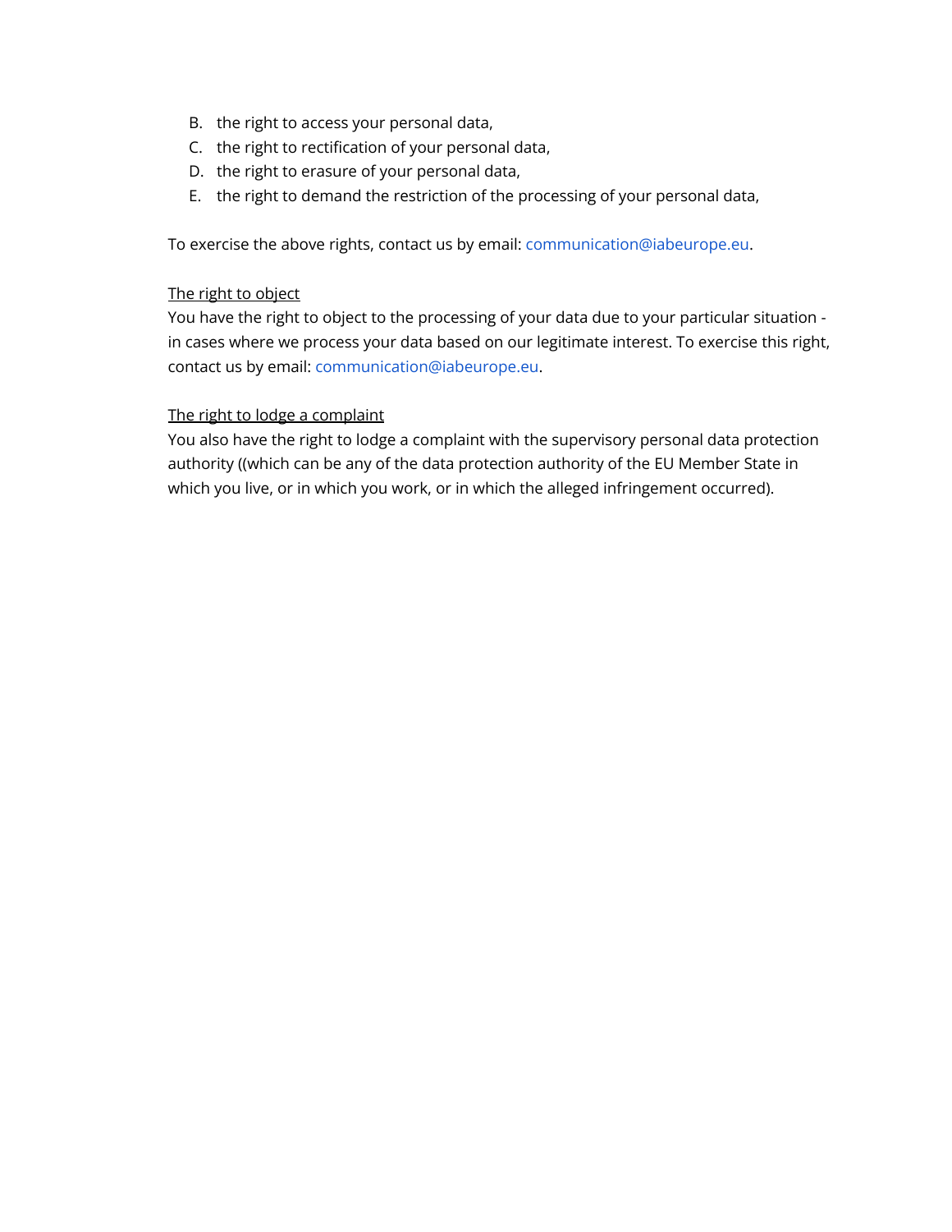B. the right to access your personal data,
C. the right to rectification of your personal data,
D. the right to erasure of your personal data,
E. the right to demand the restriction of the processing of your personal data,

To exercise the above rights, contact us by email: communication@iabeurope.eu.

<u>The right to object</u>
You have the right to object to the processing of your data due to your particular situation - in cases where we process your data based on our legitimate interest. To exercise this right, contact us by email: communication@iabeurope.eu.

<u>The right to lodge a complaint</u>
You also have the right to lodge a complaint with the supervisory personal data protection authority ((which can be any of the data protection authority of the EU Member State in which you live, or in which you work, or in which the alleged infringement occurred).